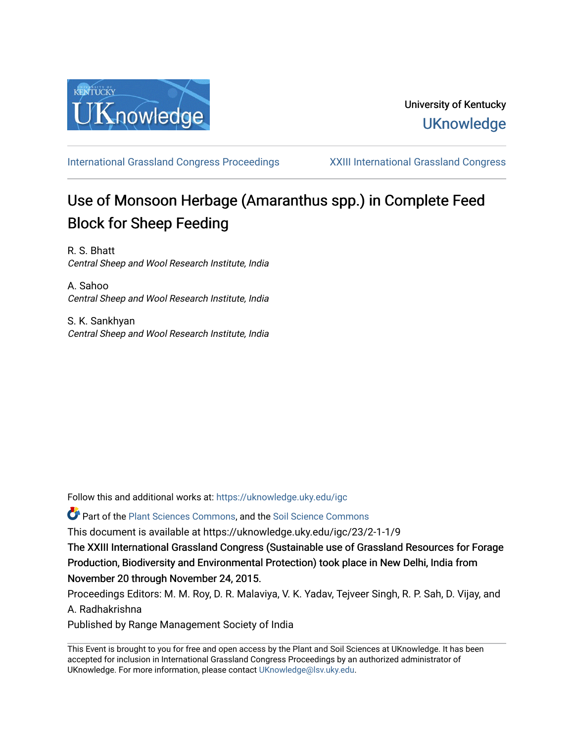University of Kentucky
UKnowledge

International Grassland Congress Proceedings | XXIII International Grassland Congress

# Use of Monsoon Herbage (Amaranthus spp.) in Complete Feed Block for Sheep Feeding

R. S. Bhatt
*Central Sheep and Wool Research Institute, India*

A. Sahoo
*Central Sheep and Wool Research Institute, India*

S. K. Sankhyan
*Central Sheep and Wool Research Institute, India*

Follow this and additional works at: https://uknowledge.uky.edu/igc

Part of the Plant Sciences Commons, and the Soil Science Commons

This document is available at https://uknowledge.uky.edu/igc/23/2-1-1/9

The XXIII International Grassland Congress (Sustainable use of Grassland Resources for Forage Production, Biodiversity and Environmental Protection) took place in New Delhi, India from November 20 through November 24, 2015.

Proceedings Editors: M. M. Roy, D. R. Malaviya, V. K. Yadav, Tejveer Singh, R. P. Sah, D. Vijay, and A. Radhakrishna

Published by Range Management Society of India

This Event is brought to you for free and open access by the Plant and Soil Sciences at UKnowledge. It has been accepted for inclusion in International Grassland Congress Proceedings by an authorized administrator of UKnowledge. For more information, please contact UKnowledge@lsv.uky.edu.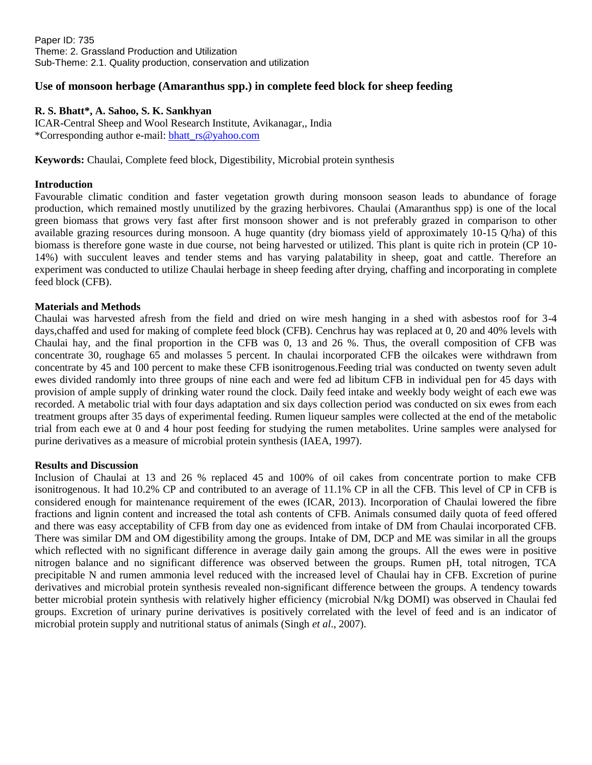Paper ID: 735
Theme: 2. Grassland Production and Utilization
Sub-Theme: 2.1. Quality production, conservation and utilization

# Use of monsoon herbage (Amaranthus spp.) in complete feed block for sheep feeding

**R. S. Bhatt*, A. Sahoo, S. K. Sankhyan**

ICAR-Central Sheep and Wool Research Institute, Avikanagar,, India

*Corresponding author e-mail: bhatt_rs@yahoo.com

**Keywords:** Chaulai, Complete feed block, Digestibility, Microbial protein synthesis

## Introduction

Favourable climatic condition and faster vegetation growth during monsoon season leads to abundance of forage production, which remained mostly unutilized by the grazing herbivores. Chaulai (Amaranthus spp) is one of the local green biomass that grows very fast after first monsoon shower and is not preferably grazed in comparison to other available grazing resources during monsoon. A huge quantity (dry biomass yield of approximately 10-15 Q/ha) of this biomass is therefore gone waste in due course, not being harvested or utilized. This plant is quite rich in protein (CP 10-14%) with succulent leaves and tender stems and has varying palatability in sheep, goat and cattle. Therefore an experiment was conducted to utilize Chaulai herbage in sheep feeding after drying, chaffing and incorporating in complete feed block (CFB).

## Materials and Methods

Chaulai was harvested afresh from the field and dried on wire mesh hanging in a shed with asbestos roof for 3-4 days,chaffed and used for making of complete feed block (CFB). Cenchrus hay was replaced at 0, 20 and 40% levels with Chaulai hay, and the final proportion in the CFB was 0, 13 and 26 %. Thus, the overall composition of CFB was concentrate 30, roughage 65 and molasses 5 percent. In chaulai incorporated CFB the oilcakes were withdrawn from concentrate by 45 and 100 percent to make these CFB isonitrogenous.Feeding trial was conducted on twenty seven adult ewes divided randomly into three groups of nine each and were fed ad libitum CFB in individual pen for 45 days with provision of ample supply of drinking water round the clock. Daily feed intake and weekly body weight of each ewe was recorded. A metabolic trial with four days adaptation and six days collection period was conducted on six ewes from each treatment groups after 35 days of experimental feeding. Rumen liqueur samples were collected at the end of the metabolic trial from each ewe at 0 and 4 hour post feeding for studying the rumen metabolites. Urine samples were analysed for purine derivatives as a measure of microbial protein synthesis (IAEA, 1997).

## Results and Discussion

Inclusion of Chaulai at 13 and 26 % replaced 45 and 100% of oil cakes from concentrate portion to make CFB isonitrogenous. It had 10.2% CP and contributed to an average of 11.1% CP in all the CFB. This level of CP in CFB is considered enough for maintenance requirement of the ewes (ICAR, 2013). Incorporation of Chaulai lowered the fibre fractions and lignin content and increased the total ash contents of CFB. Animals consumed daily quota of feed offered and there was easy acceptability of CFB from day one as evidenced from intake of DM from Chaulai incorporated CFB. There was similar DM and OM digestibility among the groups. Intake of DM, DCP and ME was similar in all the groups which reflected with no significant difference in average daily gain among the groups. All the ewes were in positive nitrogen balance and no significant difference was observed between the groups. Rumen pH, total nitrogen, TCA precipitable N and rumen ammonia level reduced with the increased level of Chaulai hay in CFB. Excretion of purine derivatives and microbial protein synthesis revealed non-significant difference between the groups. A tendency towards better microbial protein synthesis with relatively higher efficiency (microbial N/kg DOMI) was observed in Chaulai fed groups. Excretion of urinary purine derivatives is positively correlated with the level of feed and is an indicator of microbial protein supply and nutritional status of animals (Singh *et al*., 2007).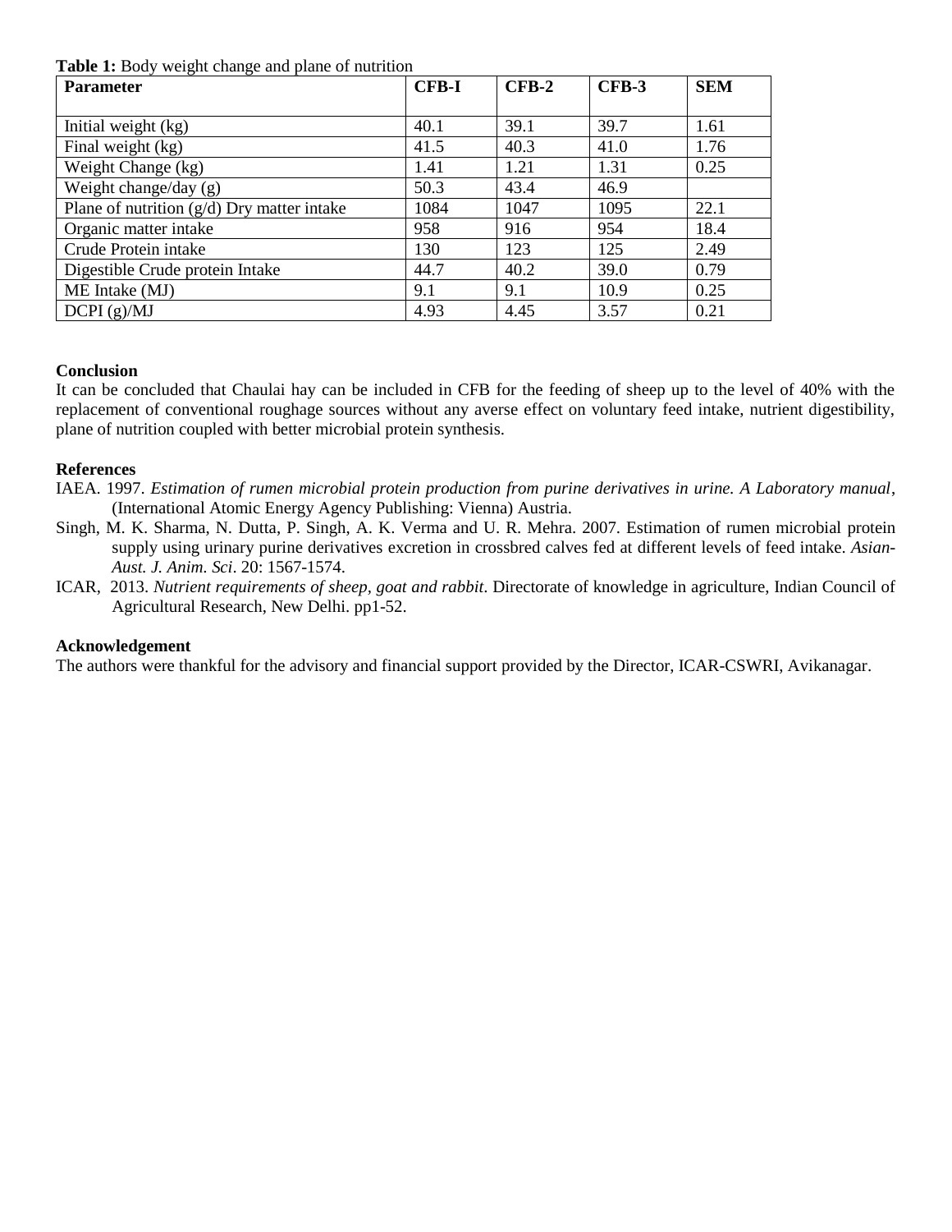**Table 1:** Body weight change and plane of nutrition

| Parameter | CFB-I | CFB-2 | CFB-3 | SEM |
|---|---|---|---|---|
| Initial weight (kg) | 40.1 | 39.1 | 39.7 | 1.61 |
| Final weight (kg) | 41.5 | 40.3 | 41.0 | 1.76 |
| Weight Change (kg) | 1.41 | 1.21 | 1.31 | 0.25 |
| Weight change/day (g) | 50.3 | 43.4 | 46.9 | |
| Plane of nutrition (g/d) Dry matter intake | 1084 | 1047 | 1095 | 22.1 |
| Organic matter intake | 958 | 916 | 954 | 18.4 |
| Crude Protein intake | 130 | 123 | 125 | 2.49 |
| Digestible Crude protein Intake | 44.7 | 40.2 | 39.0 | 0.79 |
| ME Intake (MJ) | 9.1 | 9.1 | 10.9 | 0.25 |
| DCPI (g)/MJ | 4.93 | 4.45 | 3.57 | 0.21 |

**Conclusion**

It can be concluded that Chaulai hay can be included in CFB for the feeding of sheep up to the level of 40% with the replacement of conventional roughage sources without any averse effect on voluntary feed intake, nutrient digestibility, plane of nutrition coupled with better microbial protein synthesis.

**References**

IAEA. 1997. *Estimation of rumen microbial protein production from purine derivatives in urine. A Laboratory manual*, (International Atomic Energy Agency Publishing: Vienna) Austria.

Singh, M. K. Sharma, N. Dutta, P. Singh, A. K. Verma and U. R. Mehra. 2007. Estimation of rumen microbial protein supply using urinary purine derivatives excretion in crossbred calves fed at different levels of feed intake. *Asian-Aust. J. Anim. Sci*. 20: 1567-1574.

ICAR, 2013. *Nutrient requirements of sheep, goat and rabbit*. Directorate of knowledge in agriculture, Indian Council of Agricultural Research, New Delhi. pp1-52.

**Acknowledgement**

The authors were thankful for the advisory and financial support provided by the Director, ICAR-CSWRI, Avikanagar.